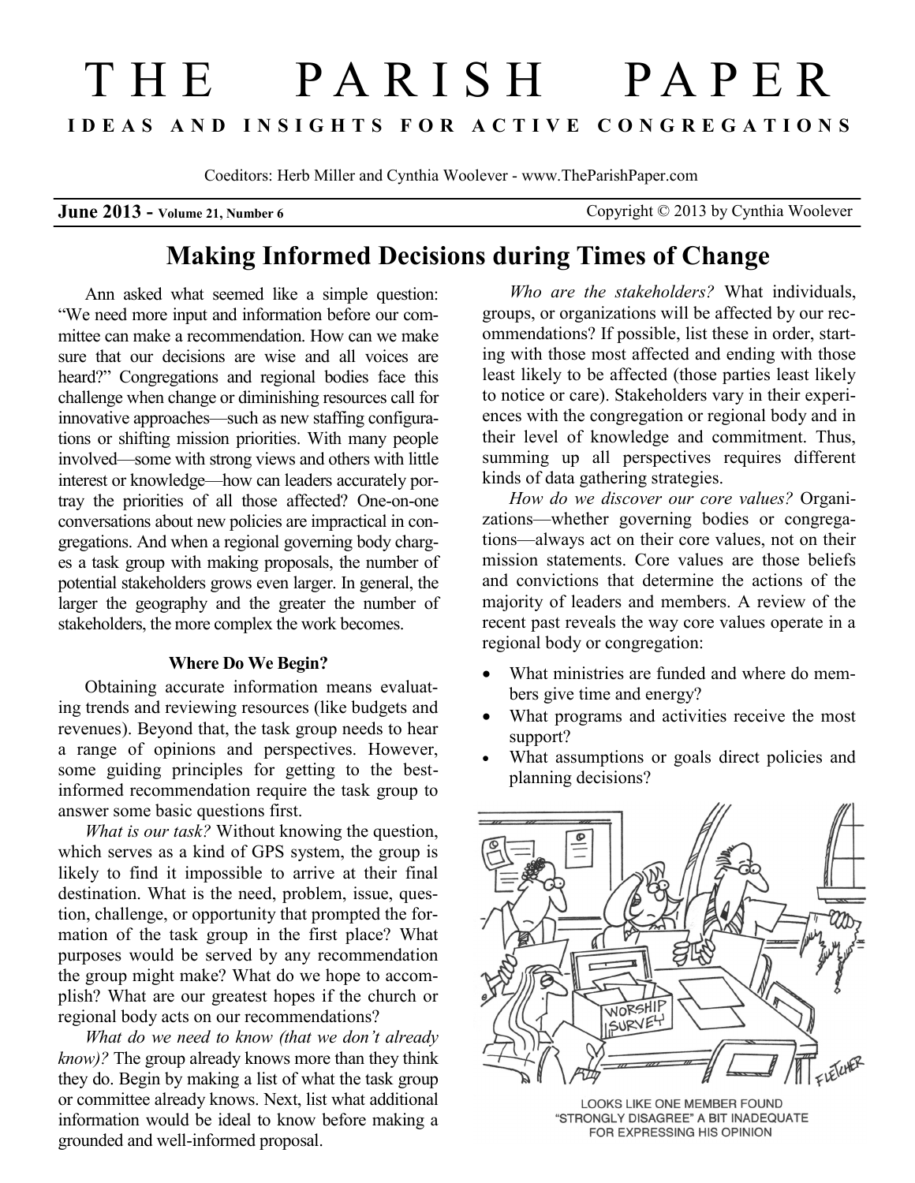# THE PARISH PAPER

**IDEAS AND INSIGHTS FOR ACTIVE CONGREGATIONS**

Coeditors: Herb Miller and Cynthia Woolever - www.TheParishPaper.com

**June 2013 - Volume 21, Number 6** Copyright © 2013 by Cynthia Woolever

## Making Informed Decisions during Times of Change

Ann asked what seemed like a simple question: "We need more input and information before our committee can make a recommendation. How can we make sure that our decisions are wise and all voices are heard?" Congregations and regional bodies face this challenge when change or diminishing resources call for innovative approaches—such as new staffing configurations or shifting mission priorities. With many people involved—some with strong views and others with little interest or knowledge—how can leaders accurately portray the priorities of all those affected? One-on-one conversations about new policies are impractical in congregations. And when a regional governing body charges a task group with making proposals, the number of potential stakeholders grows even larger. In general, the larger the geography and the greater the number of stakeholders, the more complex the work becomes.

### Where Do We Begin?

Obtaining accurate information means evaluating trends and reviewing resources (like budgets and revenues). Beyond that, the task group needs to hear a range of opinions and perspectives. However, some guiding principles for getting to the best-informed recommendation require the task group to answer some basic questions first.

*What is our task?* Without knowing the question, which serves as a kind of GPS system, the group is likely to find it impossible to arrive at their final destination. What is the need, problem, issue, question, challenge, or opportunity that prompted the formation of the task group in the first place? What purposes would be served by any recommendation the group might make? What do we hope to accomplish? What are our greatest hopes if the church or regional body acts on our recommendations?

*What do we need to know (that we don't already know)?* The group already knows more than they think they do. Begin by making a list of what the task group or committee already knows. Next, list what additional information would be ideal to know before making a grounded and well-informed proposal.

*Who are the stakeholders?* What individuals, groups, or organizations will be affected by our recommendations? If possible, list these in order, starting with those most affected and ending with those least likely to be affected (those parties least likely to notice or care). Stakeholders vary in their experiences with the congregation or regional body and in their level of knowledge and commitment. Thus, summing up all perspectives requires different kinds of data gathering strategies.

*How do we discover our core values?* Organizations—whether governing bodies or congregations—always act on their core values, not on their mission statements. Core values are those beliefs and convictions that determine the actions of the majority of leaders and members. A review of the recent past reveals the way core values operate in a regional body or congregation:

- What ministries are funded and where do members give time and energy?
- What programs and activities receive the most support?
- What assumptions or goals direct policies and planning decisions?

LOOKS LIKE ONE MEMBER FOUND "STRONGLY DISAGREE" A BIT INADEQUATE FOR EXPRESSING HIS OPINION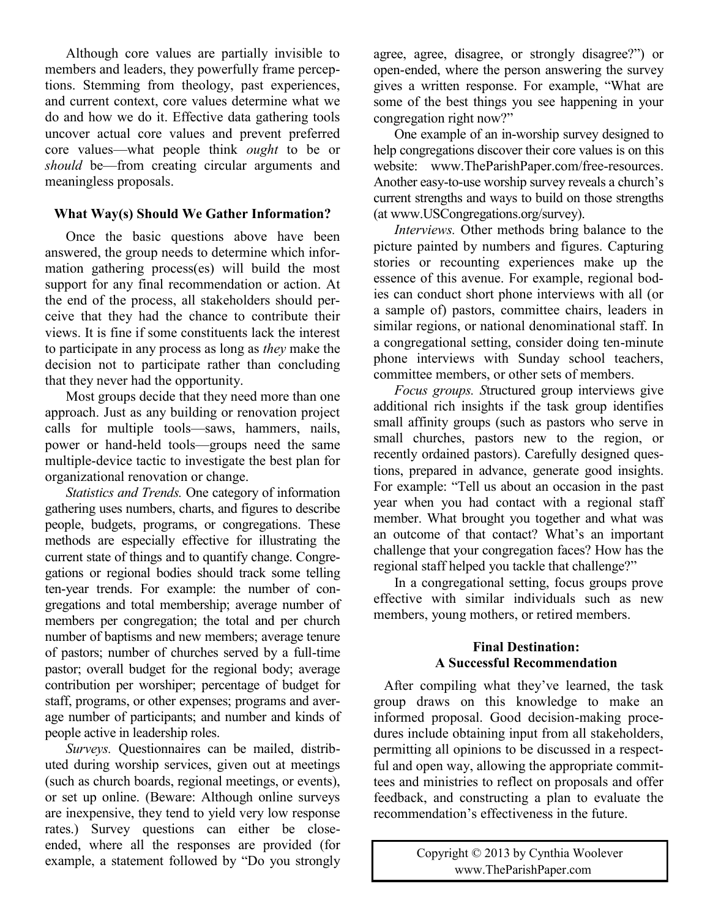Although core values are partially invisible to members and leaders, they powerfully frame perceptions. Stemming from theology, past experiences, and current context, core values determine what we do and how we do it. Effective data gathering tools uncover actual core values and prevent preferred core values—what people think *ought* to be or *should* be—from creating circular arguments and meaningless proposals.

### What Way(s) Should We Gather Information?

Once the basic questions above have been answered, the group needs to determine which information gathering process(es) will build the most support for any final recommendation or action. At the end of the process, all stakeholders should perceive that they had the chance to contribute their views. It is fine if some constituents lack the interest to participate in any process as long as *they* make the decision not to participate rather than concluding that they never had the opportunity.

Most groups decide that they need more than one approach. Just as any building or renovation project calls for multiple tools—saws, hammers, nails, power or hand-held tools—groups need the same multiple-device tactic to investigate the best plan for organizational renovation or change.

*Statistics and Trends.* One category of information gathering uses numbers, charts, and figures to describe people, budgets, programs, or congregations. These methods are especially effective for illustrating the current state of things and to quantify change. Congregations or regional bodies should track some telling ten-year trends. For example: the number of congregations and total membership; average number of members per congregation; the total and per church number of baptisms and new members; average tenure of pastors; number of churches served by a full-time pastor; overall budget for the regional body; average contribution per worshiper; percentage of budget for staff, programs, or other expenses; programs and average number of participants; and number and kinds of people active in leadership roles.

*Surveys.* Questionnaires can be mailed, distributed during worship services, given out at meetings (such as church boards, regional meetings, or events), or set up online. (Beware: Although online surveys are inexpensive, they tend to yield very low response rates.) Survey questions can either be close-ended, where all the responses are provided (for example, a statement followed by "Do you strongly agree, agree, disagree, or strongly disagree?") or open-ended, where the person answering the survey gives a written response. For example, "What are some of the best things you see happening in your congregation right now?"

One example of an in-worship survey designed to help congregations discover their core values is on this website: www.TheParishPaper.com/free-resources. Another easy-to-use worship survey reveals a church's current strengths and ways to build on those strengths (at www.USCongregations.org/survey).

*Interviews.* Other methods bring balance to the picture painted by numbers and figures. Capturing stories or recounting experiences make up the essence of this avenue. For example, regional bodies can conduct short phone interviews with all (or a sample of) pastors, committee chairs, leaders in similar regions, or national denominational staff. In a congregational setting, consider doing ten-minute phone interviews with Sunday school teachers, committee members, or other sets of members.

*Focus groups. S*tructured group interviews give additional rich insights if the task group identifies small affinity groups (such as pastors who serve in small churches, pastors new to the region, or recently ordained pastors). Carefully designed questions, prepared in advance, generate good insights. For example: "Tell us about an occasion in the past year when you had contact with a regional staff member. What brought you together and what was an outcome of that contact? What's an important challenge that your congregation faces? How has the regional staff helped you tackle that challenge?"

In a congregational setting, focus groups prove effective with similar individuals such as new members, young mothers, or retired members.

### Final Destination: A Successful Recommendation

After compiling what they've learned, the task group draws on this knowledge to make an informed proposal. Good decision-making procedures include obtaining input from all stakeholders, permitting all opinions to be discussed in a respectful and open way, allowing the appropriate committees and ministries to reflect on proposals and offer feedback, and constructing a plan to evaluate the recommendation's effectiveness in the future.

Copyright © 2013 by Cynthia Woolever
www.TheParishPaper.com